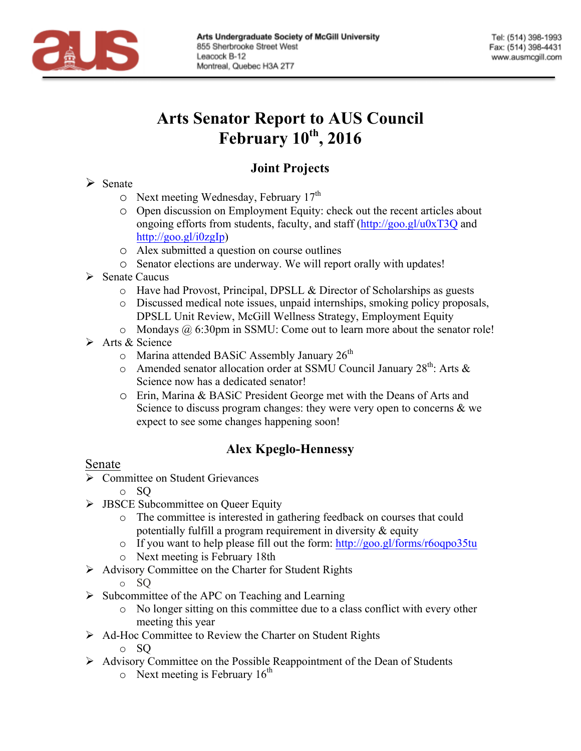# Arts Senator Report to AUS Council
# February 10th, 2016

## Joint Projects

- Senate
  - Next meeting Wednesday, February 17th
  - Open discussion on Employment Equity: check out the recent articles about ongoing efforts from students, faculty, and staff (http://goo.gl/u0xT3Q and http://goo.gl/i0zgIp)
  - Alex submitted a question on course outlines
  - Senator elections are underway. We will report orally with updates!
- Senate Caucus
  - Have had Provost, Principal, DPSLL & Director of Scholarships as guests
  - Discussed medical note issues, unpaid internships, smoking policy proposals, DPSLL Unit Review, McGill Wellness Strategy, Employment Equity
  - Mondays @ 6:30pm in SSMU: Come out to learn more about the senator role!
- Arts & Science
  - Marina attended BASiC Assembly January 26th
  - Amended senator allocation order at SSMU Council January 28th: Arts & Science now has a dedicated senator!
  - Erin, Marina & BASiC President George met with the Deans of Arts and Science to discuss program changes: they were very open to concerns & we expect to see some changes happening soon!

## Alex Kpeglo-Hennessy

Senate

- Committee on Student Grievances
  - SQ
- JBSCE Subcommittee on Queer Equity
  - The committee is interested in gathering feedback on courses that could potentially fulfill a program requirement in diversity & equity
  - If you want to help please fill out the form: http://goo.gl/forms/r6oqpo35tu
  - Next meeting is February 18th
- Advisory Committee on the Charter for Student Rights
  - SQ
- Subcommittee of the APC on Teaching and Learning
  - No longer sitting on this committee due to a class conflict with every other meeting this year
- Ad-Hoc Committee to Review the Charter on Student Rights
  - SQ
- Advisory Committee on the Possible Reappointment of the Dean of Students
  - Next meeting is February 16th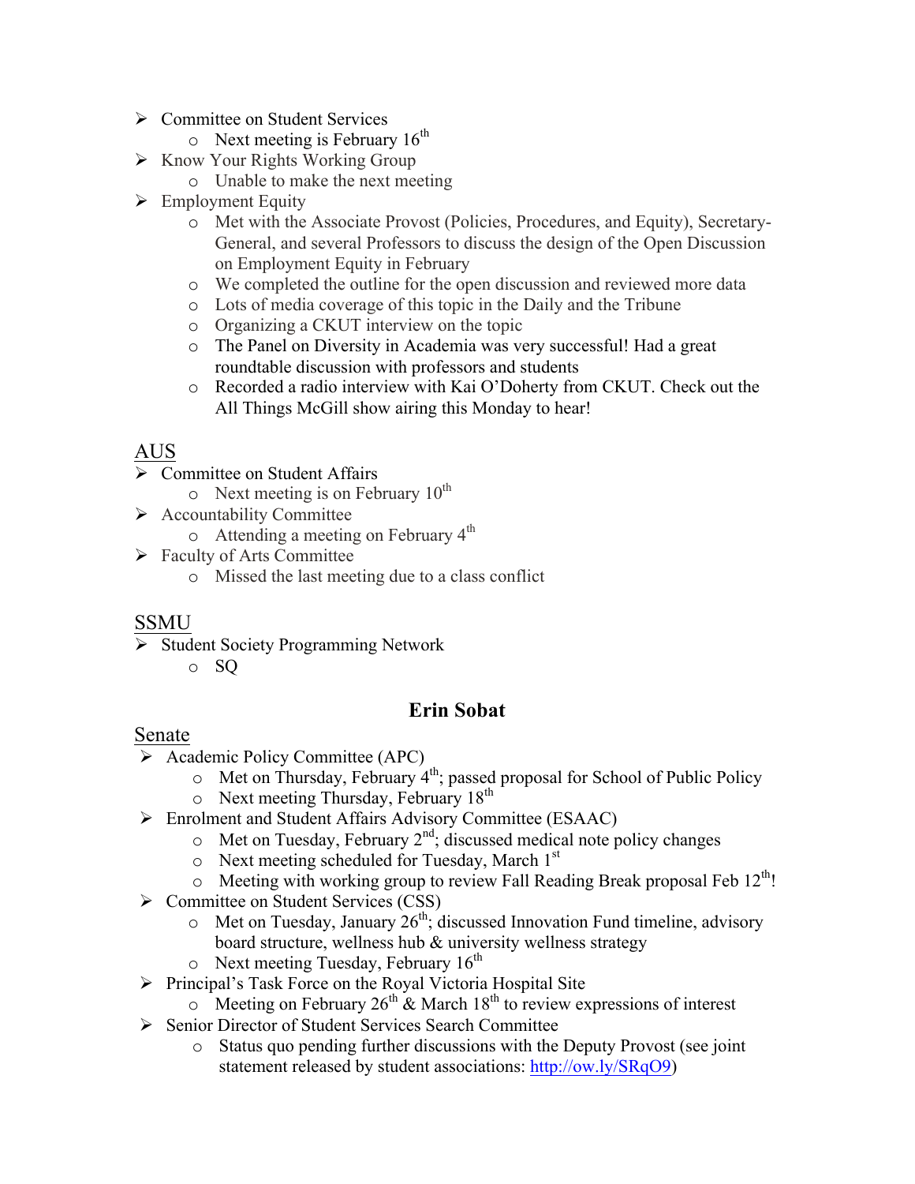- Committee on Student Services
  - Next meeting is February 16th
- Know Your Rights Working Group
  - Unable to make the next meeting
- Employment Equity
  - Met with the Associate Provost (Policies, Procedures, and Equity), Secretary-General, and several Professors to discuss the design of the Open Discussion on Employment Equity in February
  - We completed the outline for the open discussion and reviewed more data
  - Lots of media coverage of this topic in the Daily and the Tribune
  - Organizing a CKUT interview on the topic
  - The Panel on Diversity in Academia was very successful! Had a great roundtable discussion with professors and students
  - Recorded a radio interview with Kai O'Doherty from CKUT. Check out the All Things McGill show airing this Monday to hear!

<u>AUS</u>

- Committee on Student Affairs
  - Next meeting is on February 10th
- Accountability Committee
  - Attending a meeting on February 4th
- Faculty of Arts Committee
  - Missed the last meeting due to a class conflict

<u>SSMU</u>

- Student Society Programming Network
  - SQ

## Erin Sobat

<u>Senate</u>

- Academic Policy Committee (APC)
  - Met on Thursday, February 4th; passed proposal for School of Public Policy
  - Next meeting Thursday, February 18th
- Enrolment and Student Affairs Advisory Committee (ESAAC)
  - Met on Tuesday, February 2nd; discussed medical note policy changes
  - Next meeting scheduled for Tuesday, March 1st
  - Meeting with working group to review Fall Reading Break proposal Feb 12th!
- Committee on Student Services (CSS)
  - Met on Tuesday, January 26th; discussed Innovation Fund timeline, advisory board structure, wellness hub & university wellness strategy
  - Next meeting Tuesday, February 16th
- Principal's Task Force on the Royal Victoria Hospital Site
  - Meeting on February 26th & March 18th to review expressions of interest
- Senior Director of Student Services Search Committee
  - Status quo pending further discussions with the Deputy Provost (see joint statement released by student associations: http://ow.ly/SRqO9)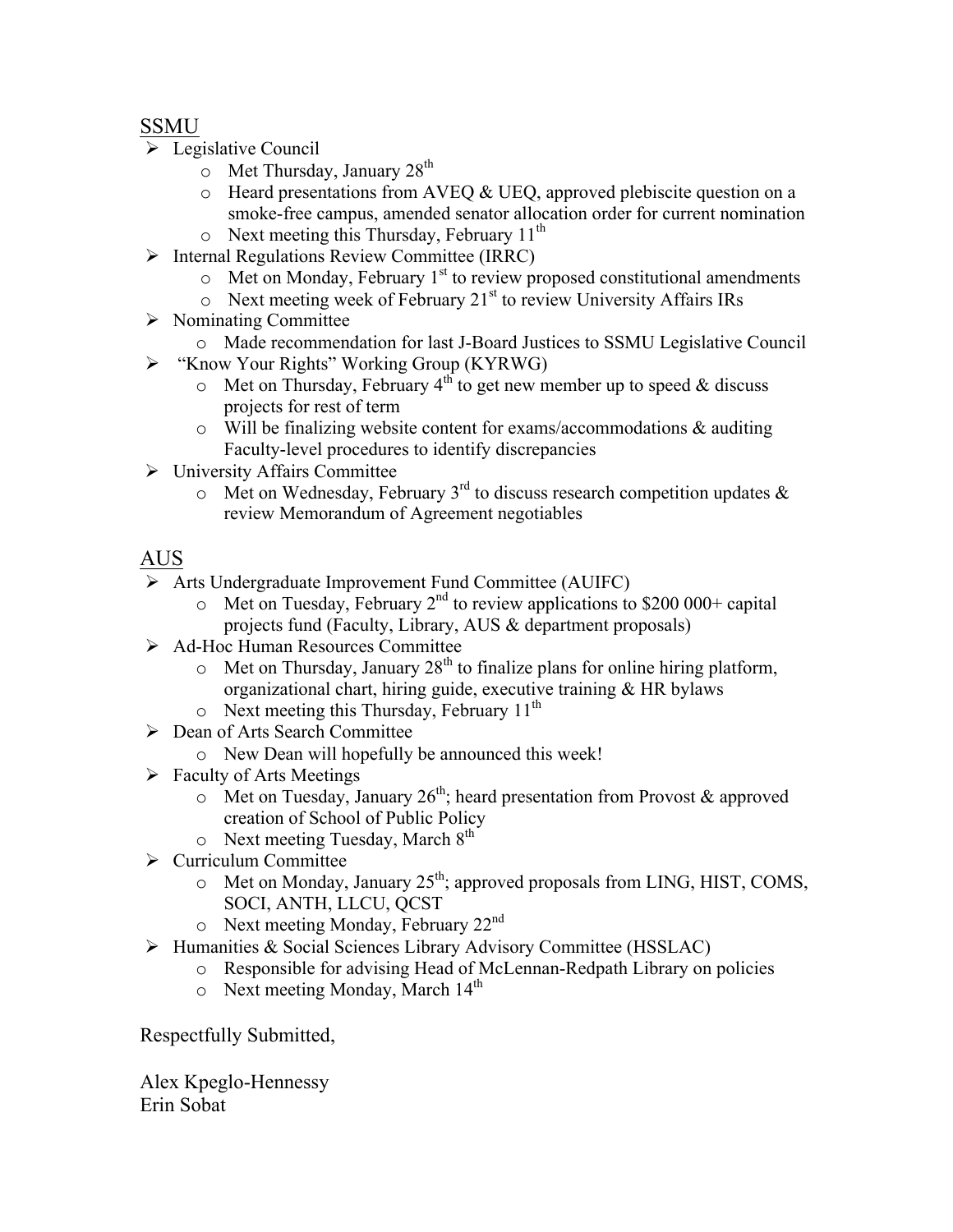## SSMU

- Legislative Council
  - Met Thursday, January 28th
  - Heard presentations from AVEQ & UEQ, approved plebiscite question on a smoke-free campus, amended senator allocation order for current nomination
  - Next meeting this Thursday, February 11th
- Internal Regulations Review Committee (IRRC)
  - Met on Monday, February 1st to review proposed constitutional amendments
  - Next meeting week of February 21st to review University Affairs IRs
- Nominating Committee
  - Made recommendation for last J-Board Justices to SSMU Legislative Council
- "Know Your Rights" Working Group (KYRWG)
  - Met on Thursday, February 4th to get new member up to speed & discuss projects for rest of term
  - Will be finalizing website content for exams/accommodations & auditing Faculty-level procedures to identify discrepancies
- University Affairs Committee
  - Met on Wednesday, February 3rd to discuss research competition updates & review Memorandum of Agreement negotiables

## AUS

- Arts Undergraduate Improvement Fund Committee (AUIFC)
  - Met on Tuesday, February 2nd to review applications to $200 000+ capital projects fund (Faculty, Library, AUS & department proposals)
- Ad-Hoc Human Resources Committee
  - Met on Thursday, January 28th to finalize plans for online hiring platform, organizational chart, hiring guide, executive training & HR bylaws
  - Next meeting this Thursday, February 11th
- Dean of Arts Search Committee
  - New Dean will hopefully be announced this week!
- Faculty of Arts Meetings
  - Met on Tuesday, January 26th; heard presentation from Provost & approved creation of School of Public Policy
  - Next meeting Tuesday, March 8th
- Curriculum Committee
  - Met on Monday, January 25th; approved proposals from LING, HIST, COMS, SOCI, ANTH, LLCU, QCST
  - Next meeting Monday, February 22nd
- Humanities & Social Sciences Library Advisory Committee (HSSLAC)
  - Responsible for advising Head of McLennan-Redpath Library on policies
  - Next meeting Monday, March 14th

Respectfully Submitted,

Alex Kpeglo-Hennessy
Erin Sobat